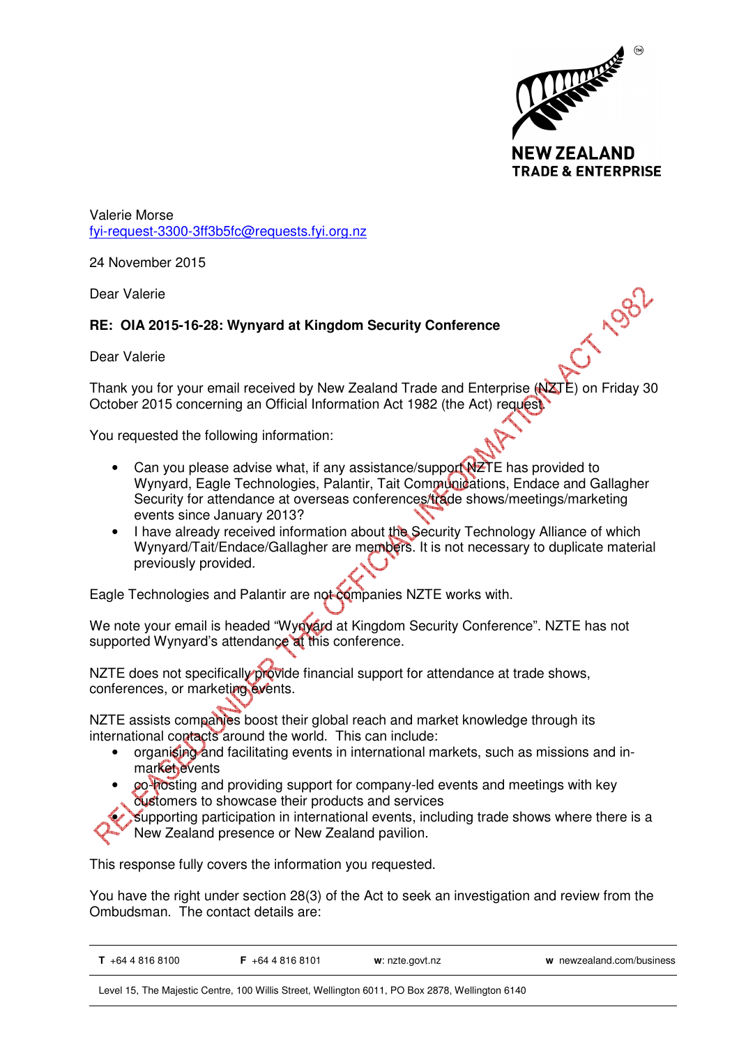NEW ZEALAND
TRADE & ENTERPRISE

Valerie Morse
fyi-request-3300-3ff3b5fc@requests.fyi.org.nz

24 November 2015

Dear Valerie

**RE: OIA 2015-16-28: Wynyard at Kingdom Security Conference**

Dear Valerie

Thank you for your email received by New Zealand Trade and Enterprise (NZTE) on Friday 30 October 2015 concerning an Official Information Act 1982 (the Act) request.

You requested the following information:

- Can you please advise what, if any assistance/support NZTE has provided to Wynyard, Eagle Technologies, Palantir, Tait Communications, Endace and Gallagher Security for attendance at overseas conferences/trade shows/meetings/marketing events since January 2013?
- I have already received information about the Security Technology Alliance of which Wynyard/Tait/Endace/Gallagher are members. It is not necessary to duplicate material previously provided.

Eagle Technologies and Palantir are not companies NZTE works with.

We note your email is headed "Wynyard at Kingdom Security Conference". NZTE has not supported Wynyard's attendance at this conference.

NZTE does not specifically provide financial support for attendance at trade shows, conferences, or marketing events.

NZTE assists companies boost their global reach and market knowledge through its international contacts around the world. This can include:

- organising and facilitating events in international markets, such as missions and in-market events
- co-hosting and providing support for company-led events and meetings with key customers to showcase their products and services
- supporting participation in international events, including trade shows where there is a New Zealand presence or New Zealand pavilion.

This response fully covers the information you requested.

You have the right under section 28(3) of the Act to seek an investigation and review from the Ombudsman. The contact details are:

RELEASED UNDER THE OFFICIAL INFORMATION ACT 1982

**T** +64 4 816 8100 **F** +64 4 816 8101 **w**: nzte.govt.nz **w** newzealand.com/business

Level 15, The Majestic Centre, 100 Willis Street, Wellington 6011, PO Box 2878, Wellington 6140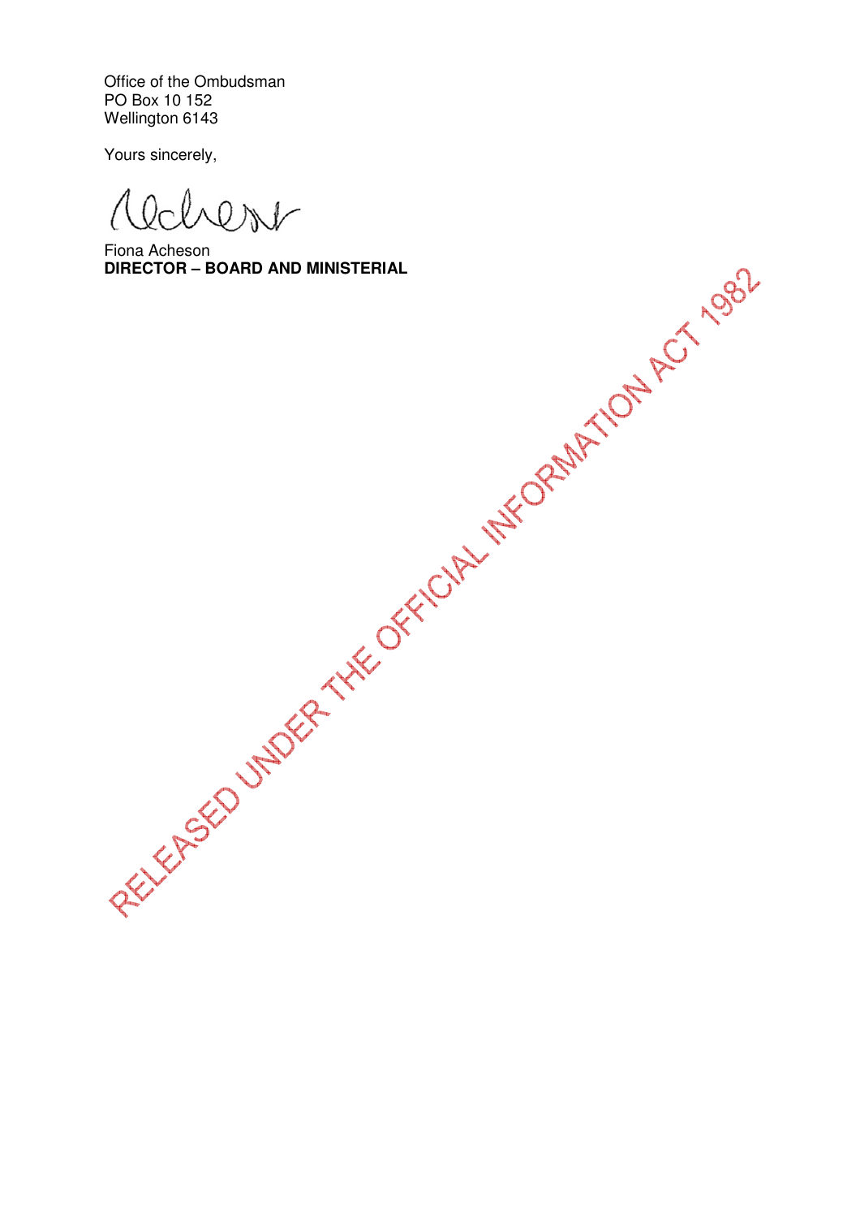Office of the Ombudsman
PO Box 10 152
Wellington 6143

Yours sincerely,

Fiona Acheson
**DIRECTOR – BOARD AND MINISTERIAL**

RELEASED UNDER THE OFFICIAL INFORMATION ACT 1982